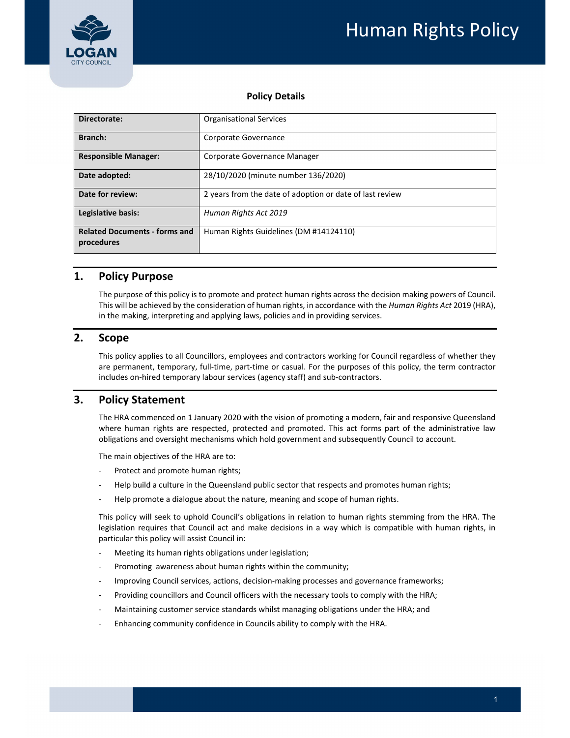# Human Rights Policy

**Policy Details**

| **Directorate:** | Organisational Services |
|---|---|
| **Branch:** | Corporate Governance |
| **Responsible Manager:** | Corporate Governance Manager |
| **Date adopted:** | 28/10/2020 (minute number 136/2020) |
| **Date for review:** | 2 years from the date of adoption or date of last review |
| **Legislative basis:** | *Human Rights Act 2019* |
| **Related Documents - forms and procedures** | Human Rights Guidelines (DM #14124110) |

## 1. Policy Purpose

The purpose of this policy is to promote and protect human rights across the decision making powers of Council. This will be achieved by the consideration of human rights, in accordance with the *Human Rights Act* 2019 (HRA), in the making, interpreting and applying laws, policies and in providing services.

## 2. Scope

This policy applies to all Councillors, employees and contractors working for Council regardless of whether they are permanent, temporary, full-time, part-time or casual. For the purposes of this policy, the term contractor includes on-hired temporary labour services (agency staff) and sub-contractors.

## 3. Policy Statement

The HRA commenced on 1 January 2020 with the vision of promoting a modern, fair and responsive Queensland where human rights are respected, protected and promoted. This act forms part of the administrative law obligations and oversight mechanisms which hold government and subsequently Council to account.

The main objectives of the HRA are to:

- Protect and promote human rights;
- Help build a culture in the Queensland public sector that respects and promotes human rights;
- Help promote a dialogue about the nature, meaning and scope of human rights.

This policy will seek to uphold Council's obligations in relation to human rights stemming from the HRA. The legislation requires that Council act and make decisions in a way which is compatible with human rights, in particular this policy will assist Council in:

- Meeting its human rights obligations under legislation;
- Promoting awareness about human rights within the community;
- Improving Council services, actions, decision-making processes and governance frameworks;
- Providing councillors and Council officers with the necessary tools to comply with the HRA;
- Maintaining customer service standards whilst managing obligations under the HRA; and
- Enhancing community confidence in Councils ability to comply with the HRA.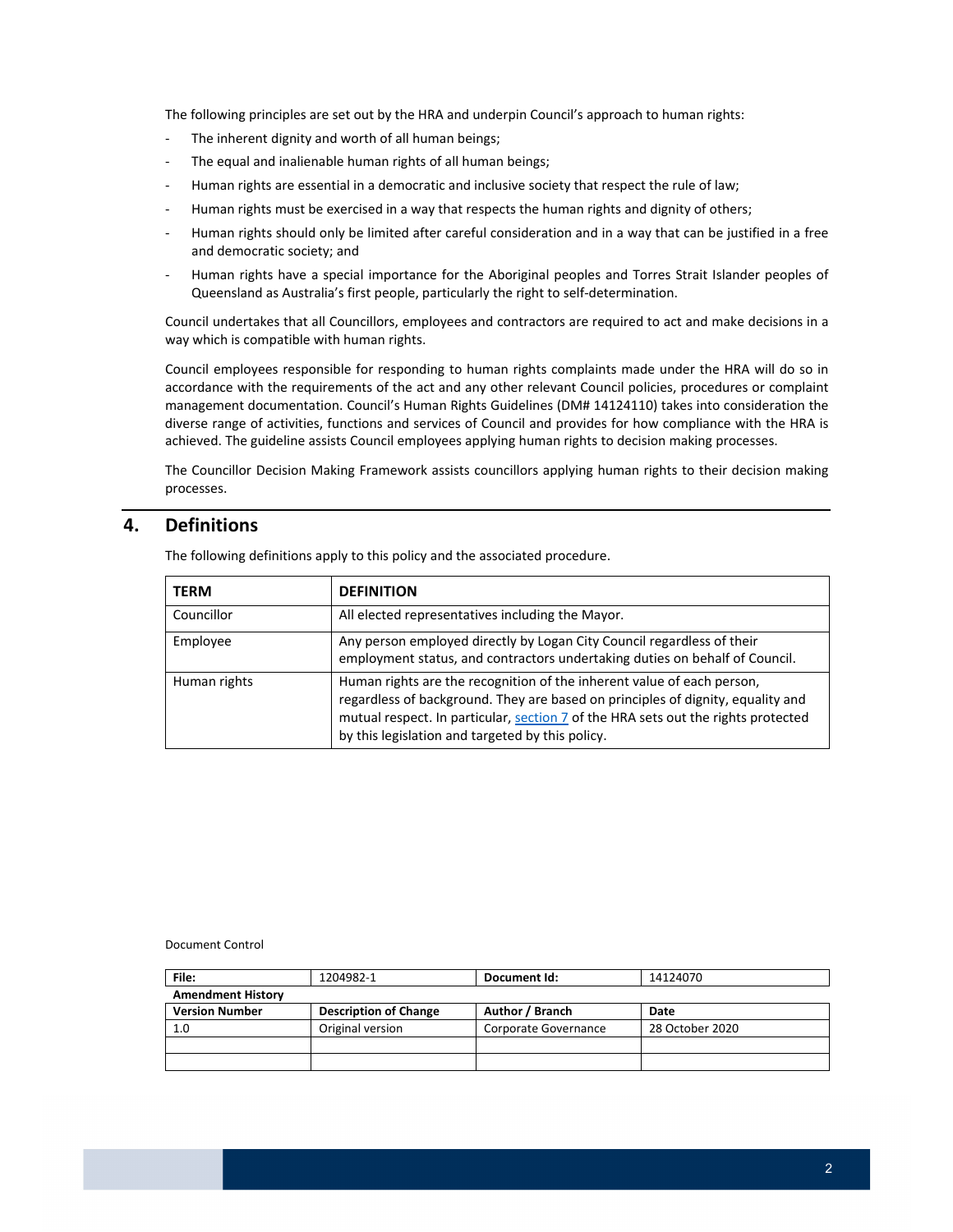The following principles are set out by the HRA and underpin Council's approach to human rights:

- The inherent dignity and worth of all human beings;
- The equal and inalienable human rights of all human beings;
- Human rights are essential in a democratic and inclusive society that respect the rule of law;
- Human rights must be exercised in a way that respects the human rights and dignity of others;
- Human rights should only be limited after careful consideration and in a way that can be justified in a free and democratic society; and
- Human rights have a special importance for the Aboriginal peoples and Torres Strait Islander peoples of Queensland as Australia's first people, particularly the right to self-determination.

Council undertakes that all Councillors, employees and contractors are required to act and make decisions in a way which is compatible with human rights.

Council employees responsible for responding to human rights complaints made under the HRA will do so in accordance with the requirements of the act and any other relevant Council policies, procedures or complaint management documentation. Council's Human Rights Guidelines (DM# 14124110) takes into consideration the diverse range of activities, functions and services of Council and provides for how compliance with the HRA is achieved. The guideline assists Council employees applying human rights to decision making processes.

The Councillor Decision Making Framework assists councillors applying human rights to their decision making processes.

## 4. Definitions

The following definitions apply to this policy and the associated procedure.

| TERM | DEFINITION |
|---|---|
| Councillor | All elected representatives including the Mayor. |
| Employee | Any person employed directly by Logan City Council regardless of their employment status, and contractors undertaking duties on behalf of Council. |
| Human rights | Human rights are the recognition of the inherent value of each person, regardless of background. They are based on principles of dignity, equality and mutual respect. In particular, section 7 of the HRA sets out the rights protected by this legislation and targeted by this policy. |

Document Control

| File: | 1204982-1 | Document Id: | 14124070 |
|---|---|---|---|
| **Amendment History** | | | |
| **Version Number** | **Description of Change** | **Author / Branch** | **Date** |
| 1.0 | Original version | Corporate Governance | 28 October 2020 |
| | | | |
| | | | |